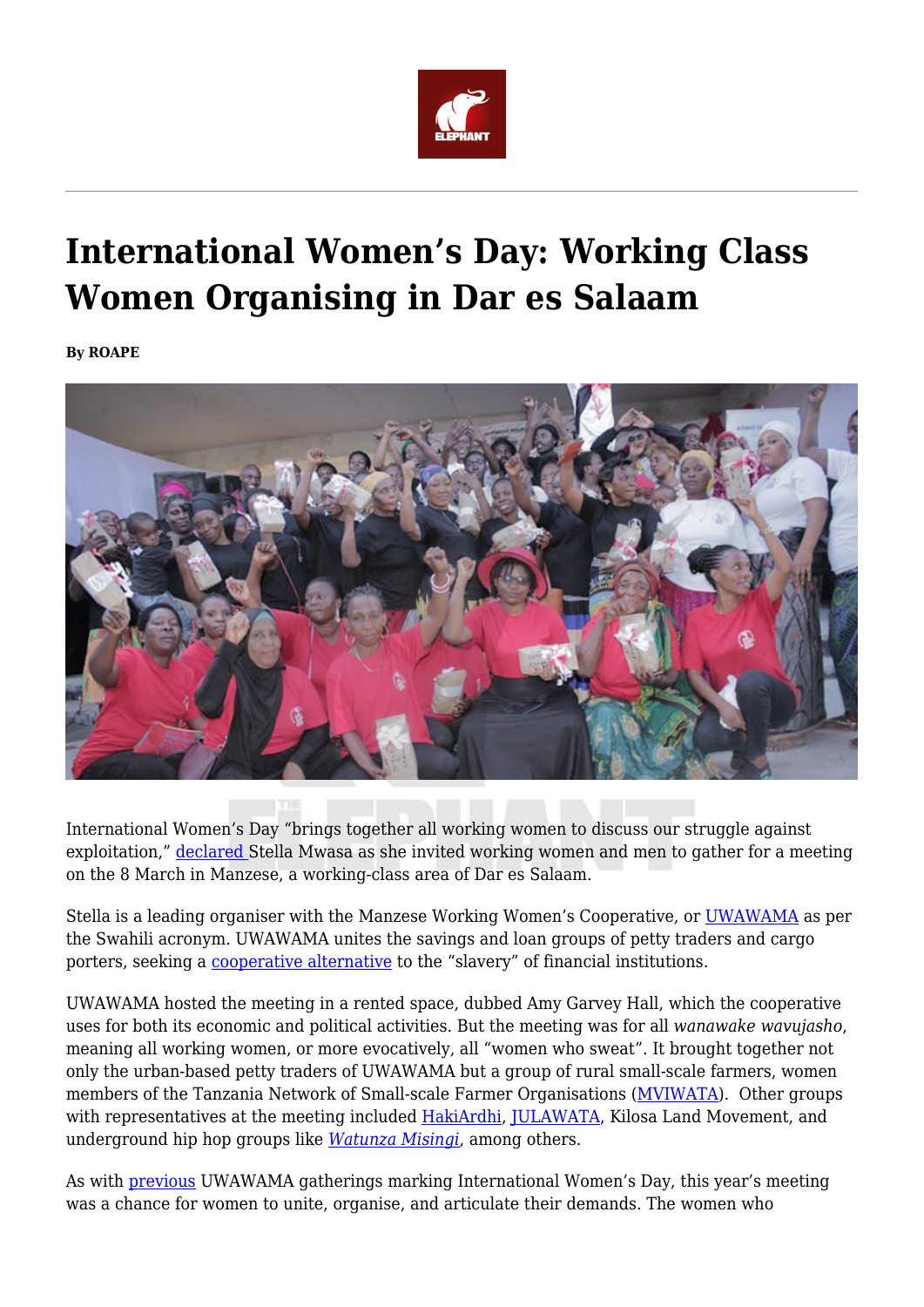# International Women's Day: Working Class Women Organising in Dar es Salaam

**By ROAPE**

International Women's Day "brings together all working women to discuss our struggle against exploitation," declared Stella Mwasa as she invited working women and men to gather for a meeting on the 8 March in Manzese, a working-class area of Dar es Salaam.

Stella is a leading organiser with the Manzese Working Women's Cooperative, or UWAWAMA as per the Swahili acronym. UWAWAMA unites the savings and loan groups of petty traders and cargo porters, seeking a cooperative alternative to the "slavery" of financial institutions.

UWAWAMA hosted the meeting in a rented space, dubbed Amy Garvey Hall, which the cooperative uses for both its economic and political activities. But the meeting was for all *wanawake wavujasho*, meaning all working women, or more evocatively, all "women who sweat". It brought together not only the urban-based petty traders of UWAWAMA but a group of rural small-scale farmers, women members of the Tanzania Network of Small-scale Farmer Organisations (MVIWATA). Other groups with representatives at the meeting included HakiArdhi, JULAWATA, Kilosa Land Movement, and underground hip hop groups like *Watunza Misingi*, among others.

As with previous UWAWAMA gatherings marking International Women's Day, this year's meeting was a chance for women to unite, organise, and articulate their demands. The women who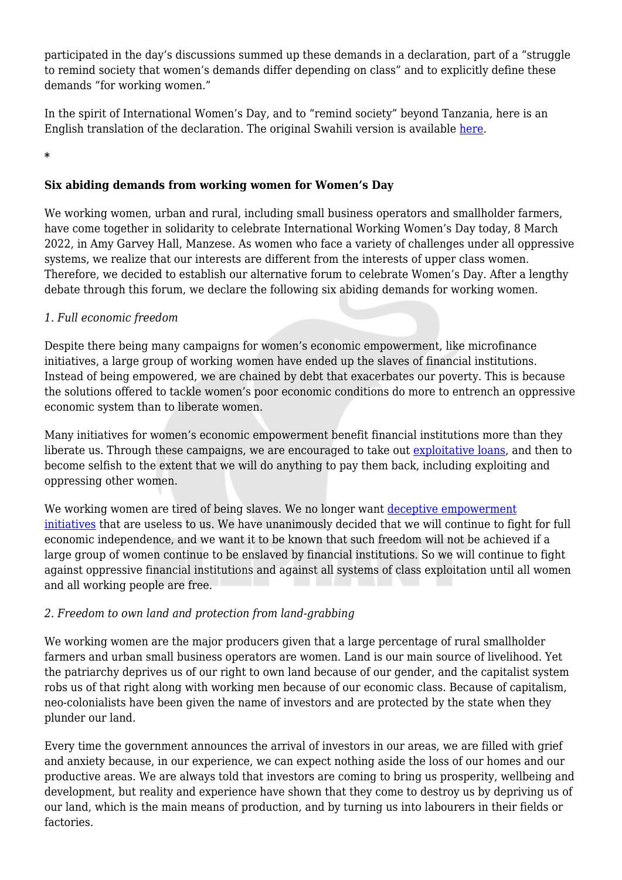participated in the day's discussions summed up these demands in a declaration, part of a "struggle to remind society that women's demands differ depending on class" and to explicitly define these demands "for working women."

In the spirit of International Women's Day, and to "remind society" beyond Tanzania, here is an English translation of the declaration. The original Swahili version is available here.

*

**Six abiding demands from working women for Women's Day**

We working women, urban and rural, including small business operators and smallholder farmers, have come together in solidarity to celebrate International Working Women's Day today, 8 March 2022, in Amy Garvey Hall, Manzese. As women who face a variety of challenges under all oppressive systems, we realize that our interests are different from the interests of upper class women. Therefore, we decided to establish our alternative forum to celebrate Women's Day. After a lengthy debate through this forum, we declare the following six abiding demands for working women.

*1. Full economic freedom*

Despite there being many campaigns for women's economic empowerment, like microfinance initiatives, a large group of working women have ended up the slaves of financial institutions. Instead of being empowered, we are chained by debt that exacerbates our poverty. This is because the solutions offered to tackle women's poor economic conditions do more to entrench an oppressive economic system than to liberate women.

Many initiatives for women's economic empowerment benefit financial institutions more than they liberate us. Through these campaigns, we are encouraged to take out exploitative loans, and then to become selfish to the extent that we will do anything to pay them back, including exploiting and oppressing other women.

We working women are tired of being slaves. We no longer want deceptive empowerment initiatives that are useless to us. We have unanimously decided that we will continue to fight for full economic independence, and we want it to be known that such freedom will not be achieved if a large group of women continue to be enslaved by financial institutions. So we will continue to fight against oppressive financial institutions and against all systems of class exploitation until all women and all working people are free.

*2. Freedom to own land and protection from land-grabbing*

We working women are the major producers given that a large percentage of rural smallholder farmers and urban small business operators are women. Land is our main source of livelihood. Yet the patriarchy deprives us of our right to own land because of our gender, and the capitalist system robs us of that right along with working men because of our economic class. Because of capitalism, neo-colonialists have been given the name of investors and are protected by the state when they plunder our land.

Every time the government announces the arrival of investors in our areas, we are filled with grief and anxiety because, in our experience, we can expect nothing aside the loss of our homes and our productive areas. We are always told that investors are coming to bring us prosperity, wellbeing and development, but reality and experience have shown that they come to destroy us by depriving us of our land, which is the main means of production, and by turning us into labourers in their fields or factories.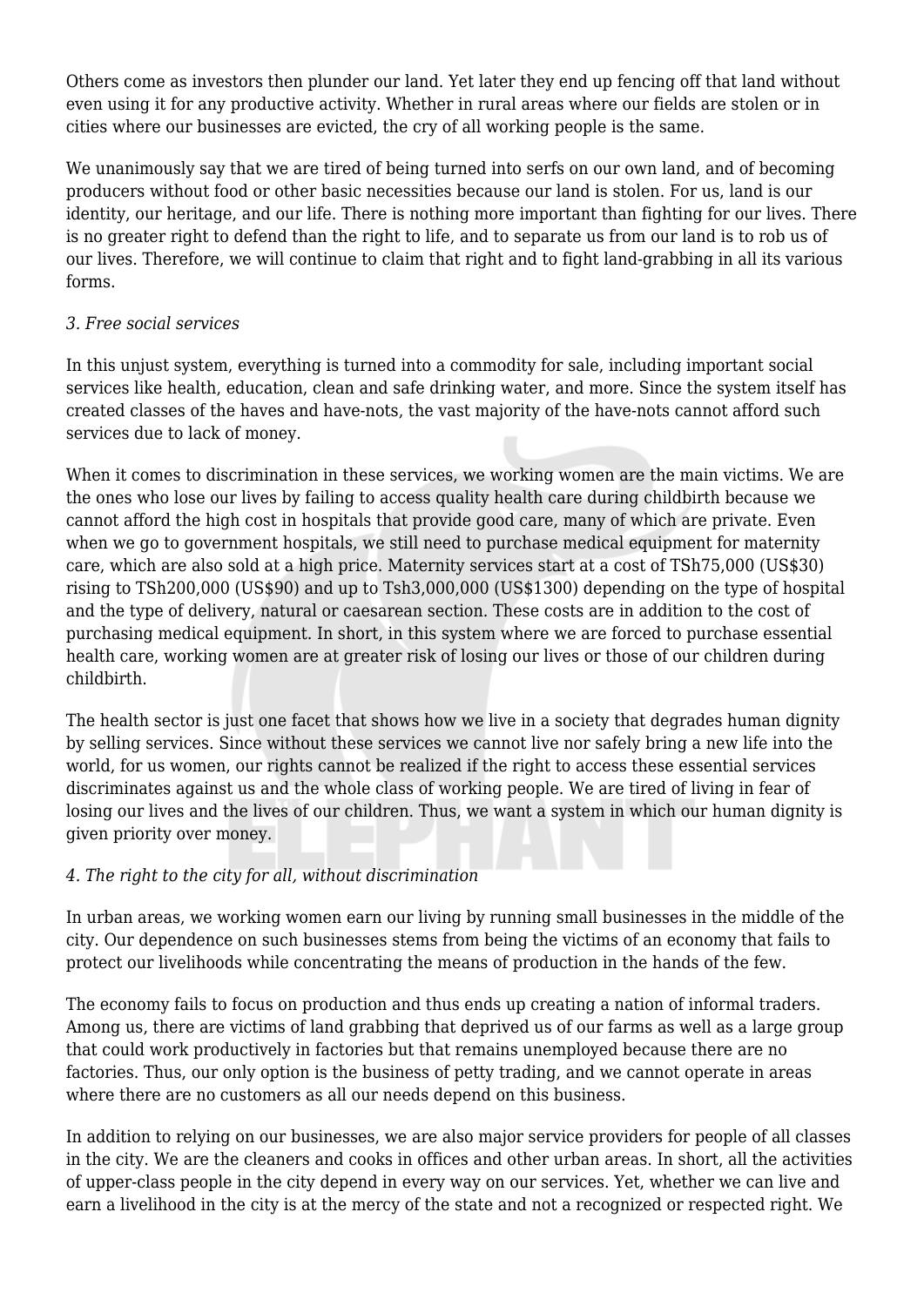Others come as investors then plunder our land. Yet later they end up fencing off that land without even using it for any productive activity. Whether in rural areas where our fields are stolen or in cities where our businesses are evicted, the cry of all working people is the same.

We unanimously say that we are tired of being turned into serfs on our own land, and of becoming producers without food or other basic necessities because our land is stolen. For us, land is our identity, our heritage, and our life. There is nothing more important than fighting for our lives. There is no greater right to defend than the right to life, and to separate us from our land is to rob us of our lives. Therefore, we will continue to claim that right and to fight land-grabbing in all its various forms.

*3. Free social services*

In this unjust system, everything is turned into a commodity for sale, including important social services like health, education, clean and safe drinking water, and more. Since the system itself has created classes of the haves and have-nots, the vast majority of the have-nots cannot afford such services due to lack of money.

When it comes to discrimination in these services, we working women are the main victims. We are the ones who lose our lives by failing to access quality health care during childbirth because we cannot afford the high cost in hospitals that provide good care, many of which are private. Even when we go to government hospitals, we still need to purchase medical equipment for maternity care, which are also sold at a high price. Maternity services start at a cost of TSh75,000 (US$30) rising to TSh200,000 (US$90) and up to Tsh3,000,000 (US$1300) depending on the type of hospital and the type of delivery, natural or caesarean section. These costs are in addition to the cost of purchasing medical equipment. In short, in this system where we are forced to purchase essential health care, working women are at greater risk of losing our lives or those of our children during childbirth.

The health sector is just one facet that shows how we live in a society that degrades human dignity by selling services. Since without these services we cannot live nor safely bring a new life into the world, for us women, our rights cannot be realized if the right to access these essential services discriminates against us and the whole class of working people. We are tired of living in fear of losing our lives and the lives of our children. Thus, we want a system in which our human dignity is given priority over money.

*4. The right to the city for all, without discrimination*

In urban areas, we working women earn our living by running small businesses in the middle of the city. Our dependence on such businesses stems from being the victims of an economy that fails to protect our livelihoods while concentrating the means of production in the hands of the few.

The economy fails to focus on production and thus ends up creating a nation of informal traders. Among us, there are victims of land grabbing that deprived us of our farms as well as a large group that could work productively in factories but that remains unemployed because there are no factories. Thus, our only option is the business of petty trading, and we cannot operate in areas where there are no customers as all our needs depend on this business.

In addition to relying on our businesses, we are also major service providers for people of all classes in the city. We are the cleaners and cooks in offices and other urban areas. In short, all the activities of upper-class people in the city depend in every way on our services. Yet, whether we can live and earn a livelihood in the city is at the mercy of the state and not a recognized or respected right. We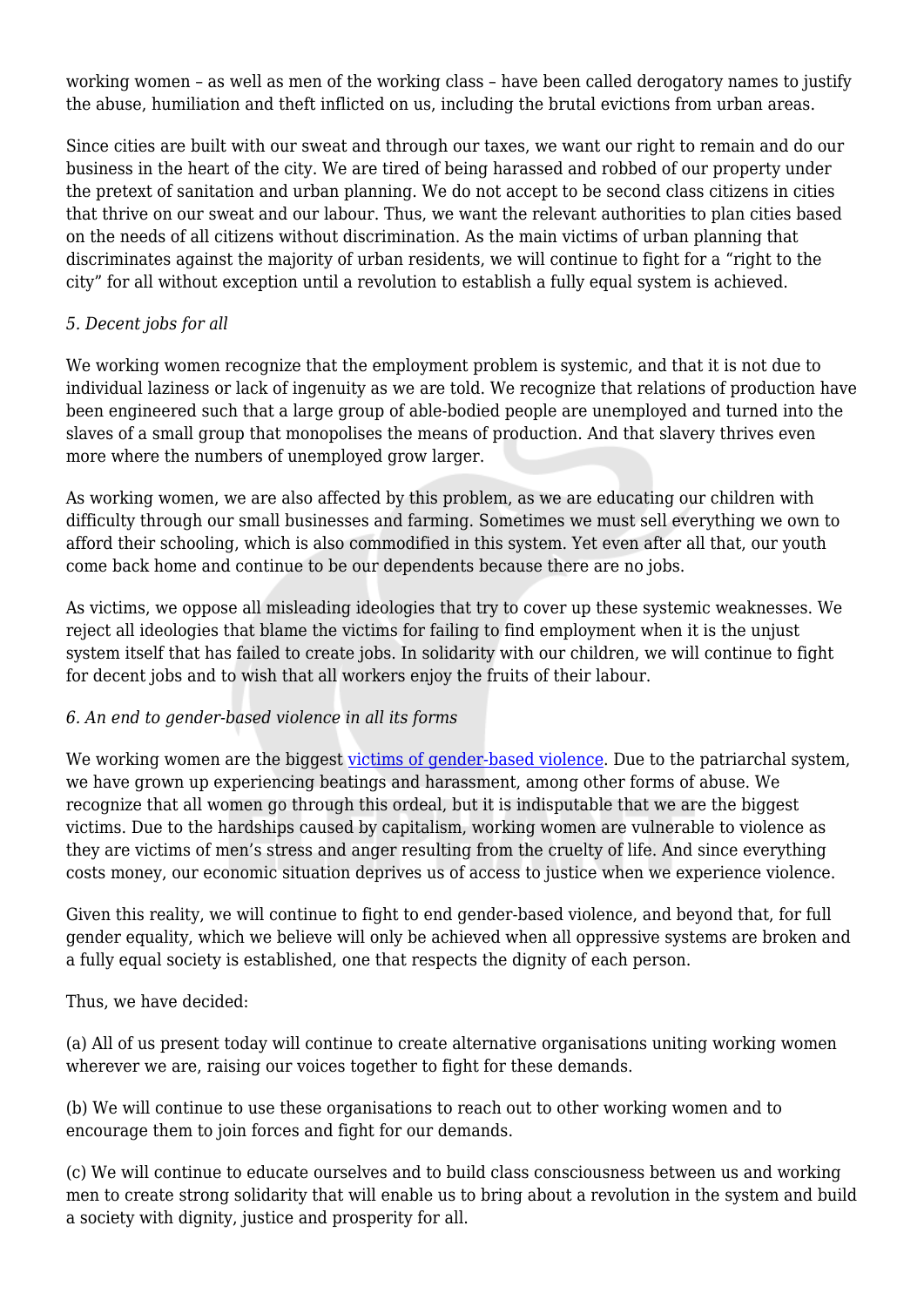working women – as well as men of the working class – have been called derogatory names to justify the abuse, humiliation and theft inflicted on us, including the brutal evictions from urban areas.

Since cities are built with our sweat and through our taxes, we want our right to remain and do our business in the heart of the city. We are tired of being harassed and robbed of our property under the pretext of sanitation and urban planning. We do not accept to be second class citizens in cities that thrive on our sweat and our labour. Thus, we want the relevant authorities to plan cities based on the needs of all citizens without discrimination. As the main victims of urban planning that discriminates against the majority of urban residents, we will continue to fight for a "right to the city" for all without exception until a revolution to establish a fully equal system is achieved.

*5. Decent jobs for all*

We working women recognize that the employment problem is systemic, and that it is not due to individual laziness or lack of ingenuity as we are told. We recognize that relations of production have been engineered such that a large group of able-bodied people are unemployed and turned into the slaves of a small group that monopolises the means of production. And that slavery thrives even more where the numbers of unemployed grow larger.

As working women, we are also affected by this problem, as we are educating our children with difficulty through our small businesses and farming. Sometimes we must sell everything we own to afford their schooling, which is also commodified in this system. Yet even after all that, our youth come back home and continue to be our dependents because there are no jobs.

As victims, we oppose all misleading ideologies that try to cover up these systemic weaknesses. We reject all ideologies that blame the victims for failing to find employment when it is the unjust system itself that has failed to create jobs. In solidarity with our children, we will continue to fight for decent jobs and to wish that all workers enjoy the fruits of their labour.

*6. An end to gender-based violence in all its forms*

We working women are the biggest victims of gender-based violence. Due to the patriarchal system, we have grown up experiencing beatings and harassment, among other forms of abuse. We recognize that all women go through this ordeal, but it is indisputable that we are the biggest victims. Due to the hardships caused by capitalism, working women are vulnerable to violence as they are victims of men's stress and anger resulting from the cruelty of life. And since everything costs money, our economic situation deprives us of access to justice when we experience violence.

Given this reality, we will continue to fight to end gender-based violence, and beyond that, for full gender equality, which we believe will only be achieved when all oppressive systems are broken and a fully equal society is established, one that respects the dignity of each person.

Thus, we have decided:

(a) All of us present today will continue to create alternative organisations uniting working women wherever we are, raising our voices together to fight for these demands.

(b) We will continue to use these organisations to reach out to other working women and to encourage them to join forces and fight for our demands.

(c) We will continue to educate ourselves and to build class consciousness between us and working men to create strong solidarity that will enable us to bring about a revolution in the system and build a society with dignity, justice and prosperity for all.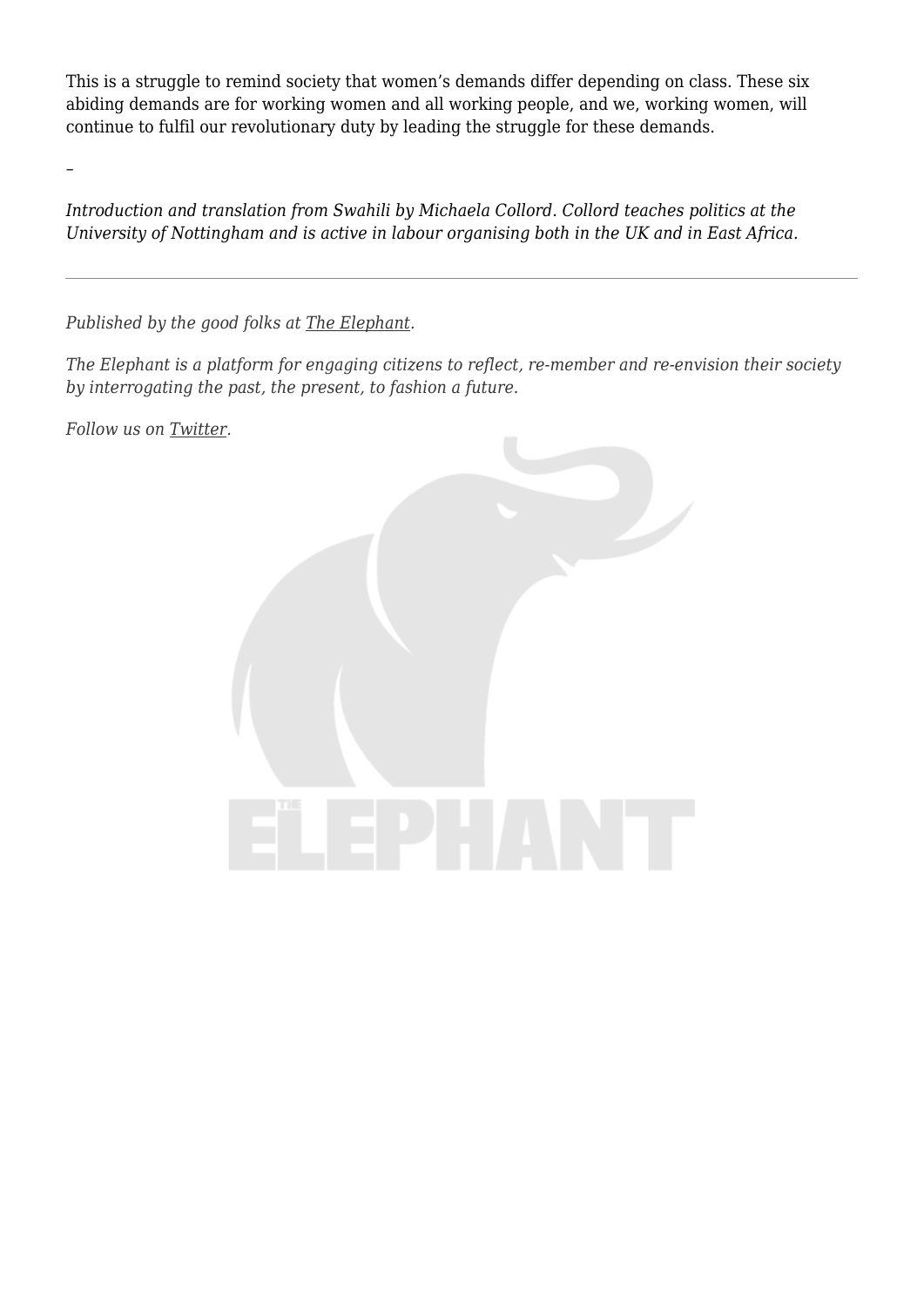This is a struggle to remind society that women's demands differ depending on class. These six abiding demands are for working women and all working people, and we, working women, will continue to fulfil our revolutionary duty by leading the struggle for these demands.

–

*Introduction and translation from Swahili by Michaela Collord. Collord teaches politics at the University of Nottingham and is active in labour organising both in the UK and in East Africa.*

---

*Published by the good folks at The Elephant.*

*The Elephant is a platform for engaging citizens to reflect, re-member and re-envision their society by interrogating the past, the present, to fashion a future.*

*Follow us on Twitter.*